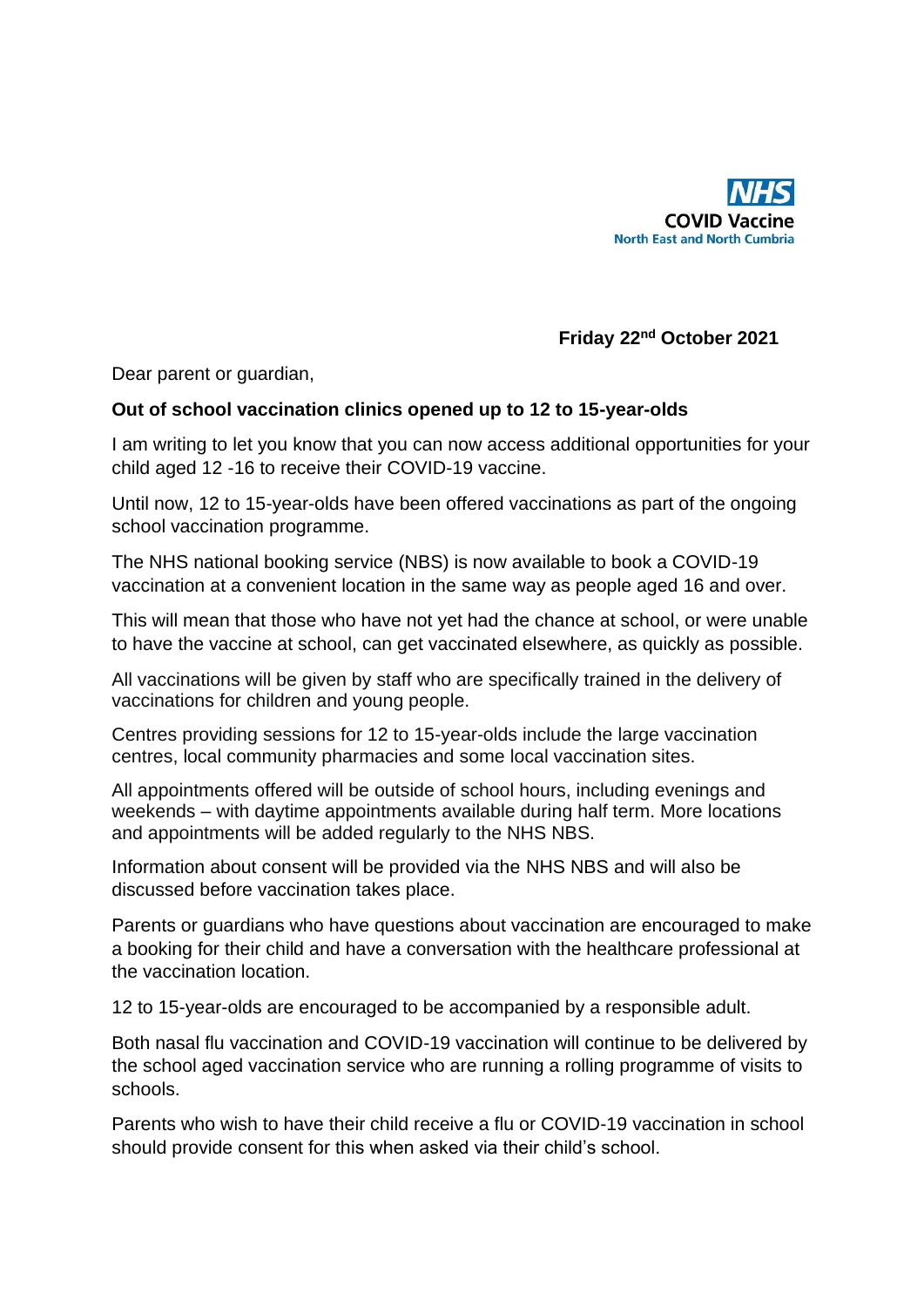**NHS**
**COVID Vaccine**
**North East and North Cumbria**

**Friday 22nd October 2021**

Dear parent or guardian,

**Out of school vaccination clinics opened up to 12 to 15-year-olds**

I am writing to let you know that you can now access additional opportunities for your child aged 12 -16 to receive their COVID-19 vaccine.

Until now, 12 to 15-year-olds have been offered vaccinations as part of the ongoing school vaccination programme.

The NHS national booking service (NBS) is now available to book a COVID-19 vaccination at a convenient location in the same way as people aged 16 and over.

This will mean that those who have not yet had the chance at school, or were unable to have the vaccine at school, can get vaccinated elsewhere, as quickly as possible.

All vaccinations will be given by staff who are specifically trained in the delivery of vaccinations for children and young people.

Centres providing sessions for 12 to 15-year-olds include the large vaccination centres, local community pharmacies and some local vaccination sites.

All appointments offered will be outside of school hours, including evenings and weekends – with daytime appointments available during half term. More locations and appointments will be added regularly to the NHS NBS.

Information about consent will be provided via the NHS NBS and will also be discussed before vaccination takes place.

Parents or guardians who have questions about vaccination are encouraged to make a booking for their child and have a conversation with the healthcare professional at the vaccination location.

12 to 15-year-olds are encouraged to be accompanied by a responsible adult.

Both nasal flu vaccination and COVID-19 vaccination will continue to be delivered by the school aged vaccination service who are running a rolling programme of visits to schools.

Parents who wish to have their child receive a flu or COVID-19 vaccination in school should provide consent for this when asked via their child's school.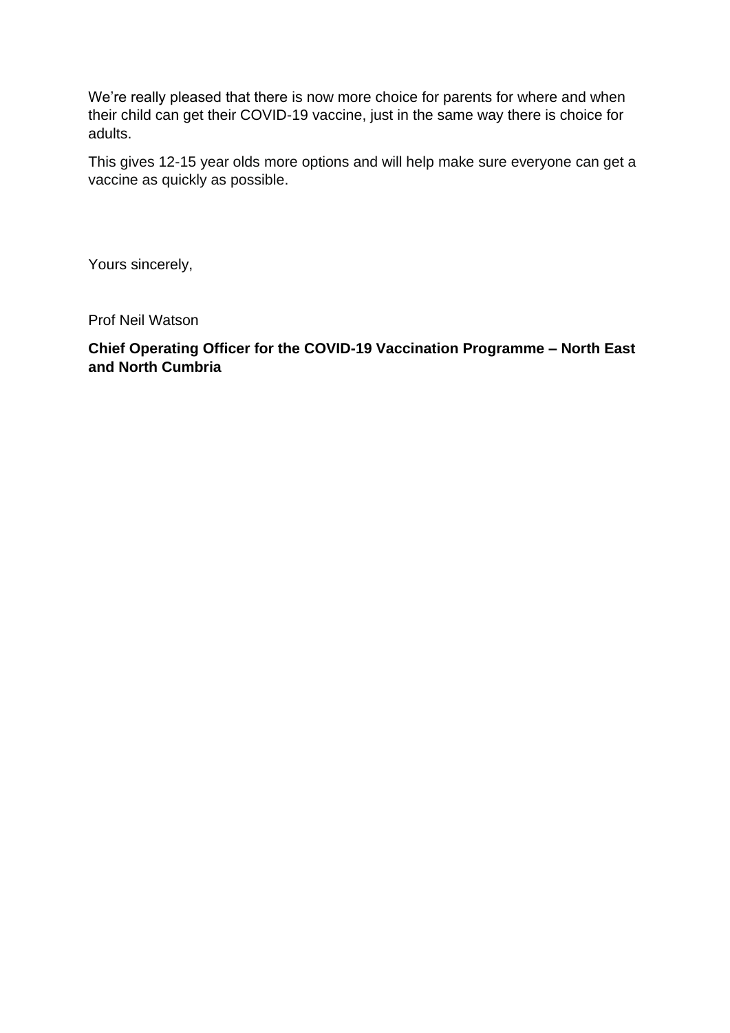We're really pleased that there is now more choice for parents for where and when their child can get their COVID-19 vaccine, just in the same way there is choice for adults.

This gives 12-15 year olds more options and will help make sure everyone can get a vaccine as quickly as possible.

Yours sincerely,

Prof Neil Watson

**Chief Operating Officer for the COVID-19 Vaccination Programme – North East and North Cumbria**